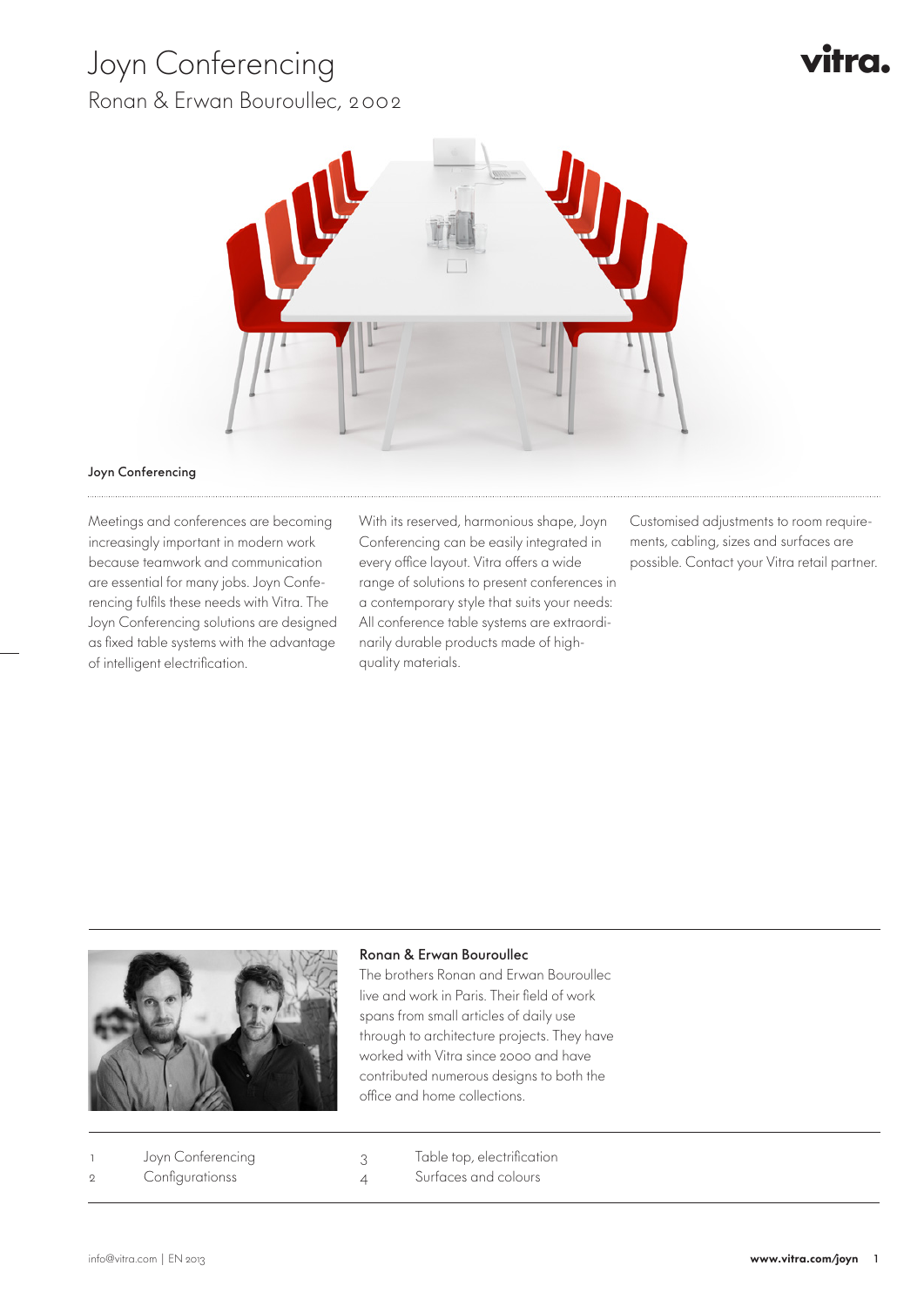# Joyn Conferencing

## Ronan & Erwan Bouroullec, 2002

Joyn Conferencing

Meetings and conferences are becoming increasingly important in modern work because teamwork and communication are essential for many jobs. Joyn Conferencing fulfils these needs with Vitra. The Joyn Conferencing solutions are designed as fixed table systems with the advantage of intelligent electrification.

With its reserved, harmonious shape, Joyn Conferencing can be easily integrated in every office layout. Vitra offers a wide range of solutions to present conferences in a contemporary style that suits your needs: All conference table systems are extraordinarily durable products made of high-quality materials.

Customised adjustments to room requirements, cabling, sizes and surfaces are possible. Contact your Vitra retail partner.

### Ronan & Erwan Bouroullec

The brothers Ronan and Erwan Bouroullec live and work in Paris. Their field of work spans from small articles of daily use through to architecture projects. They have worked with Vitra since 2000 and have contributed numerous designs to both the office and home collections.

1. Joyn Conferencing
2. Configurationss
3. Table top, electrification
4. Surfaces and colours

info@vitra.com | EN 2013

www.vitra.com/joyn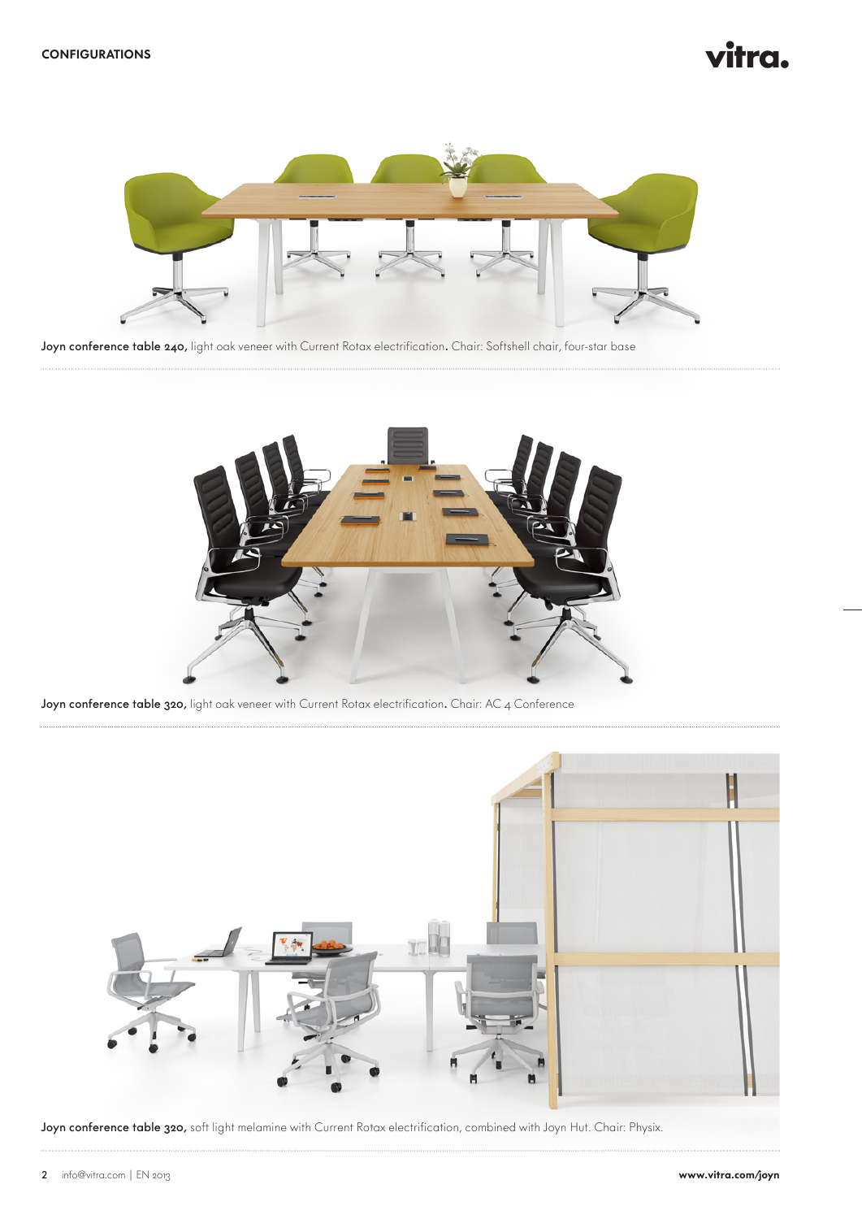## CONFIGURATIONS

**Joyn conference table 240,** light oak veneer with Current Rotax electrification. Chair: Softshell chair, four-star base

**Joyn conference table 320,** light oak veneer with Current Rotax electrification. Chair: AC 4 Conference

**Joyn conference table 320,** soft light melamine with Current Rotax electrification, combined with Joyn Hut. Chair: Physix.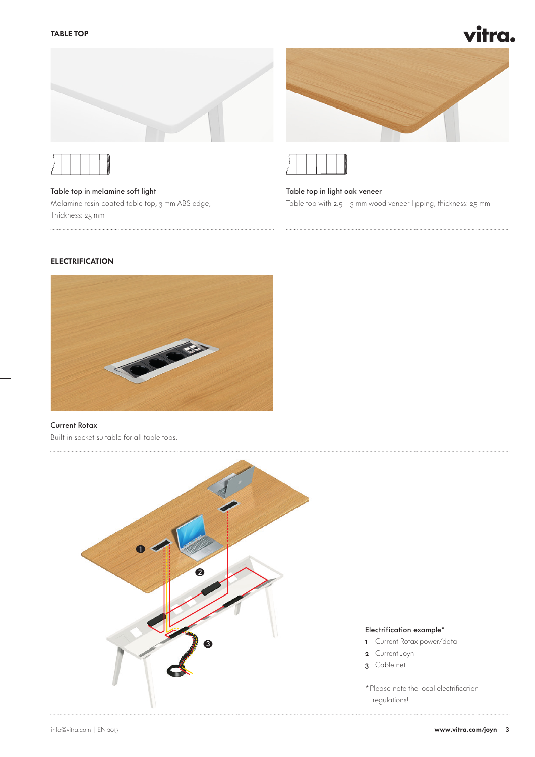## TABLE TOP

**Table top in melamine soft light**
Melamine resin-coated table top, 3 mm ABS edge,
Thickness: 25 mm

**Table top in light oak veneer**
Table top with 2.5 – 3 mm wood veneer lipping, thickness: 25 mm

## ELECTRIFICATION

**Current Rotax**
Built-in socket suitable for all table tops.

**Electrification example***

1. Current Rotax power/data
2. Current Joyn
3. Cable net

*Please note the local electrification regulations!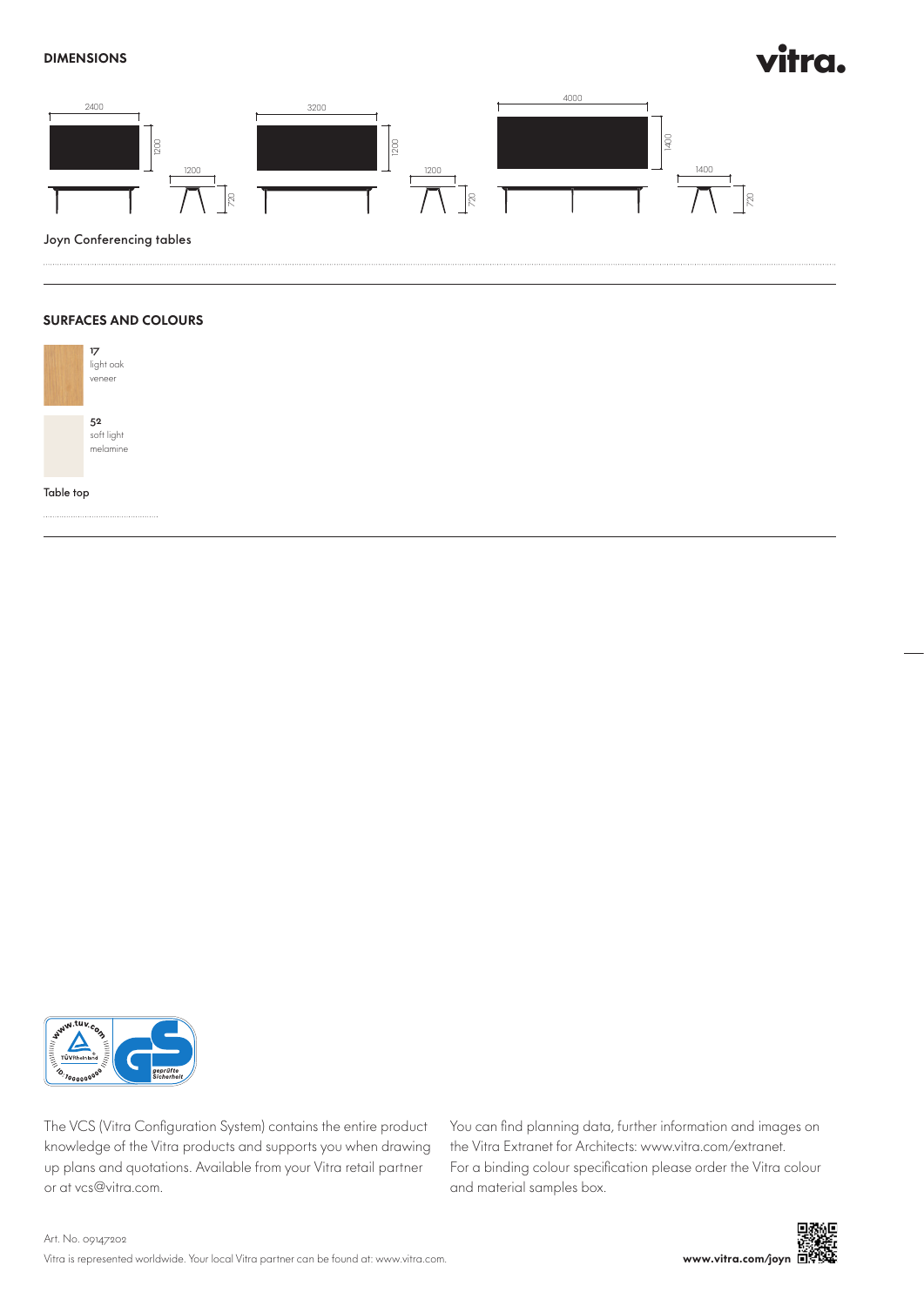## DIMENSIONS

2400
1200
1200
720

3200
1200
1200
720

4000
1400
1400
720

Joyn Conferencing tables

## SURFACES AND COLOURS

17
light oak
veneer

52
soft light
melamine

Table top

The VCS (Vitra Configuration System) contains the entire product knowledge of the Vitra products and supports you when drawing up plans and quotations. Available from your Vitra retail partner or at vcs@vitra.com.

You can find planning data, further information and images on the Vitra Extranet for Architects: www.vitra.com/extranet.
For a binding colour specification please order the Vitra colour and material samples box.

Art. No. 09147202

Vitra is represented worldwide. Your local Vitra partner can be found at: www.vitra.com.

**www.vitra.com/joyn**